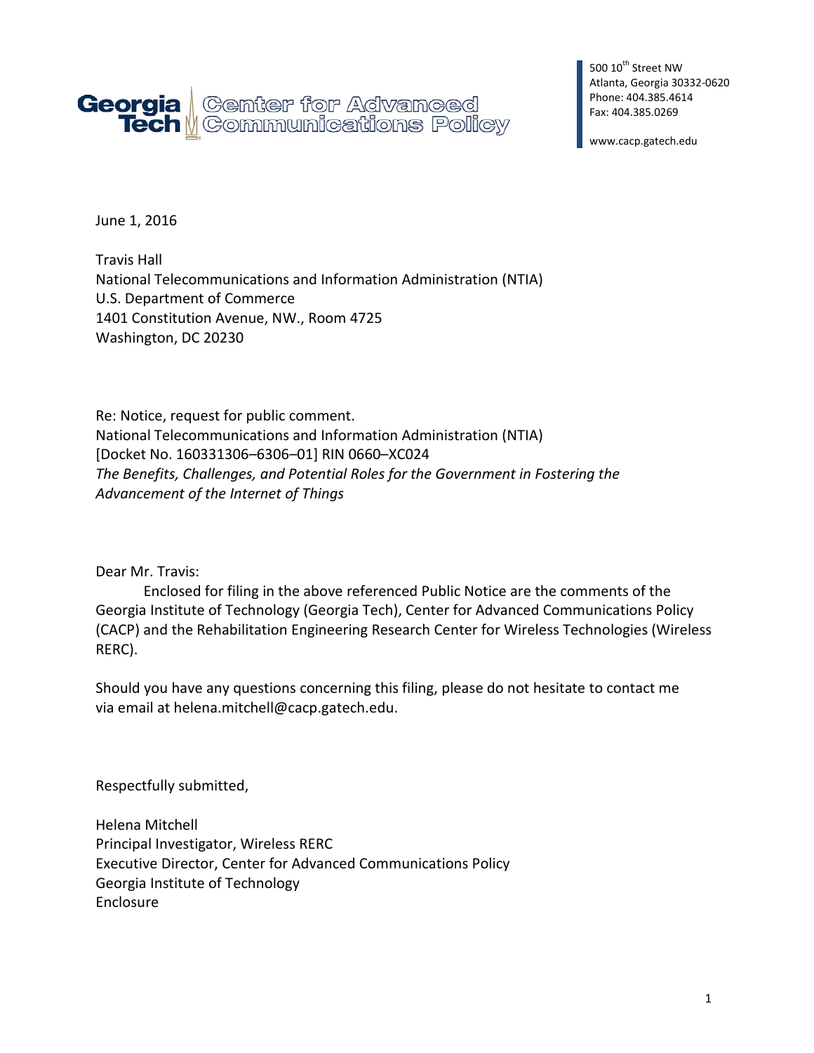Georgia Tech | Center for Advanced Communications Policy

500 10th Street NW
Atlanta, Georgia 30332-0620
Phone: 404.385.4614
Fax: 404.385.0269

www.cacp.gatech.edu

June 1, 2016

Travis Hall
National Telecommunications and Information Administration (NTIA)
U.S. Department of Commerce
1401 Constitution Avenue, NW., Room 4725
Washington, DC 20230

Re: Notice, request for public comment.
National Telecommunications and Information Administration (NTIA)
[Docket No. 160331306–6306–01] RIN 0660–XC024
*The Benefits, Challenges, and Potential Roles for the Government in Fostering the Advancement of the Internet of Things*

Dear Mr. Travis:

Enclosed for filing in the above referenced Public Notice are the comments of the Georgia Institute of Technology (Georgia Tech), Center for Advanced Communications Policy (CACP) and the Rehabilitation Engineering Research Center for Wireless Technologies (Wireless RERC).

Should you have any questions concerning this filing, please do not hesitate to contact me via email at helena.mitchell@cacp.gatech.edu.

Respectfully submitted,

Helena Mitchell
Principal Investigator, Wireless RERC
Executive Director, Center for Advanced Communications Policy
Georgia Institute of Technology
Enclosure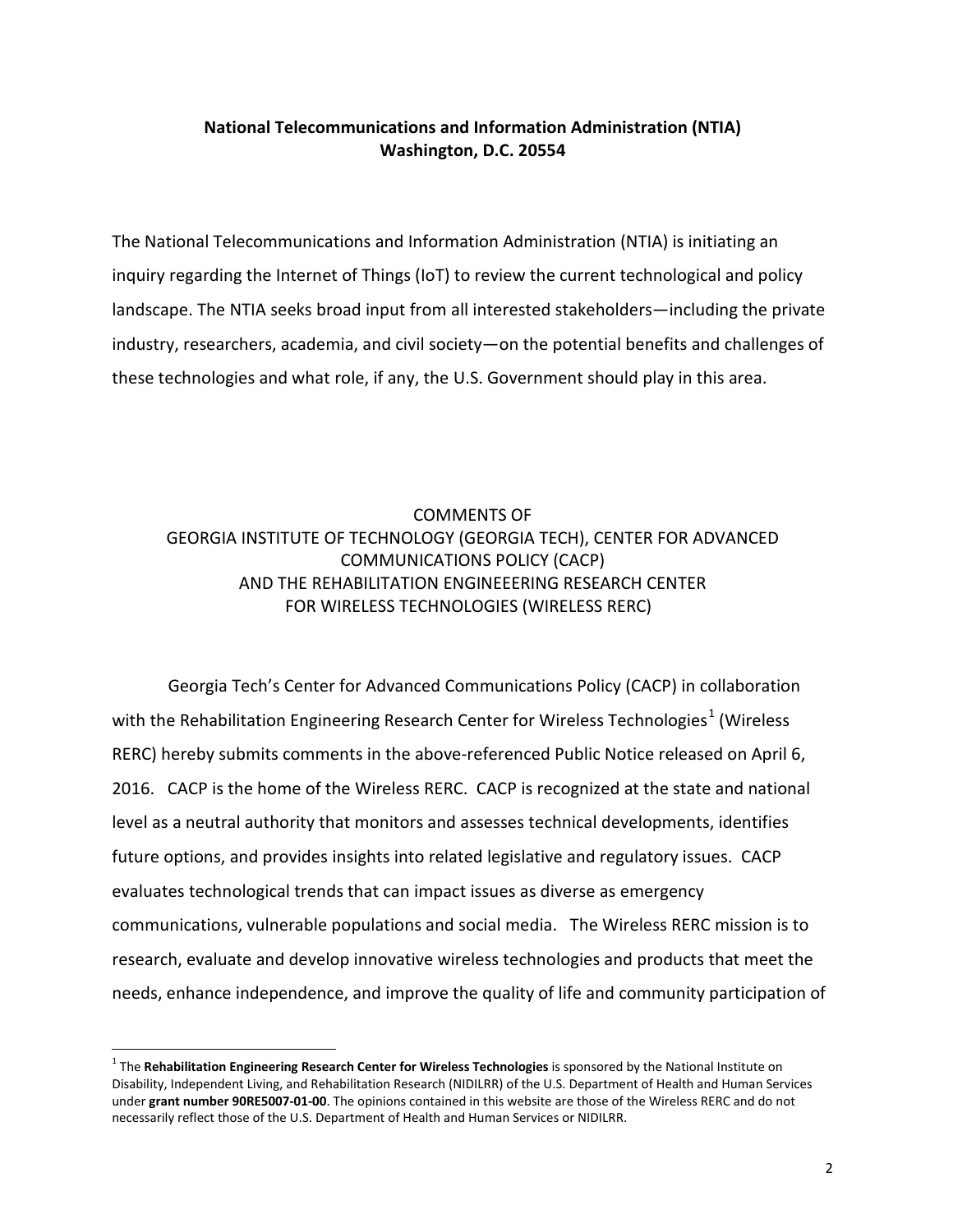**National Telecommunications and Information Administration (NTIA)**
**Washington, D.C. 20554**

The National Telecommunications and Information Administration (NTIA) is initiating an inquiry regarding the Internet of Things (IoT) to review the current technological and policy landscape. The NTIA seeks broad input from all interested stakeholders—including the private industry, researchers, academia, and civil society—on the potential benefits and challenges of these technologies and what role, if any, the U.S. Government should play in this area.

COMMENTS OF
GEORGIA INSTITUTE OF TECHNOLOGY (GEORGIA TECH), CENTER FOR ADVANCED COMMUNICATIONS POLICY (CACP)
AND THE REHABILITATION ENGINEEERING RESEARCH CENTER FOR WIRELESS TECHNOLOGIES (WIRELESS RERC)

Georgia Tech's Center for Advanced Communications Policy (CACP) in collaboration with the Rehabilitation Engineering Research Center for Wireless Technologies[1] (Wireless RERC) hereby submits comments in the above-referenced Public Notice released on April 6, 2016. CACP is the home of the Wireless RERC. CACP is recognized at the state and national level as a neutral authority that monitors and assesses technical developments, identifies future options, and provides insights into related legislative and regulatory issues. CACP evaluates technological trends that can impact issues as diverse as emergency communications, vulnerable populations and social media. The Wireless RERC mission is to research, evaluate and develop innovative wireless technologies and products that meet the needs, enhance independence, and improve the quality of life and community participation of

[1] The **Rehabilitation Engineering Research Center for Wireless Technologies** is sponsored by the National Institute on Disability, Independent Living, and Rehabilitation Research (NIDILRR) of the U.S. Department of Health and Human Services under **grant number 90RE5007-01-00**. The opinions contained in this website are those of the Wireless RERC and do not necessarily reflect those of the U.S. Department of Health and Human Services or NIDILRR.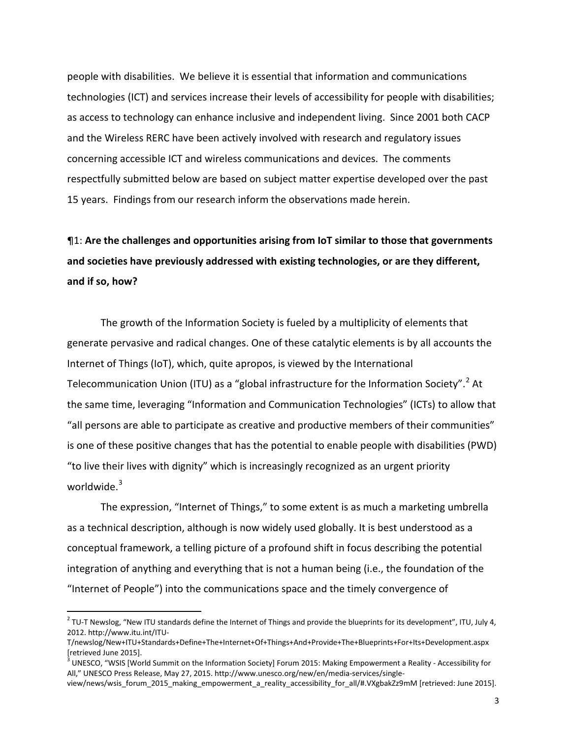people with disabilities. We believe it is essential that information and communications technologies (ICT) and services increase their levels of accessibility for people with disabilities; as access to technology can enhance inclusive and independent living. Since 2001 both CACP and the Wireless RERC have been actively involved with research and regulatory issues concerning accessible ICT and wireless communications and devices. The comments respectfully submitted below are based on subject matter expertise developed over the past 15 years. Findings from our research inform the observations made herein.

¶1: **Are the challenges and opportunities arising from IoT similar to those that governments and societies have previously addressed with existing technologies, or are they different, and if so, how?**

The growth of the Information Society is fueled by a multiplicity of elements that generate pervasive and radical changes. One of these catalytic elements is by all accounts the Internet of Things (IoT), which, quite apropos, is viewed by the International Telecommunication Union (ITU) as a "global infrastructure for the Information Society".[2] At the same time, leveraging "Information and Communication Technologies" (ICTs) to allow that "all persons are able to participate as creative and productive members of their communities" is one of these positive changes that has the potential to enable people with disabilities (PWD) "to live their lives with dignity" which is increasingly recognized as an urgent priority worldwide.[3]

The expression, "Internet of Things," to some extent is as much a marketing umbrella as a technical description, although is now widely used globally. It is best understood as a conceptual framework, a telling picture of a profound shift in focus describing the potential integration of anything and everything that is not a human being (i.e., the foundation of the "Internet of People") into the communications space and the timely convergence of

[2] TU-T Newslog, "New ITU standards define the Internet of Things and provide the blueprints for its development", ITU, July 4, 2012. http://www.itu.int/ITU-T/newslog/New+ITU+Standards+Define+The+Internet+Of+Things+And+Provide+The+Blueprints+For+Its+Development.aspx [retrieved June 2015].

[3] UNESCO, "WSIS [World Summit on the Information Society] Forum 2015: Making Empowerment a Reality - Accessibility for All," UNESCO Press Release, May 27, 2015. http://www.unesco.org/new/en/media-services/single-view/news/wsis_forum_2015_making_empowerment_a_reality_accessibility_for_all/#.VXgbakZz9mM [retrieved: June 2015].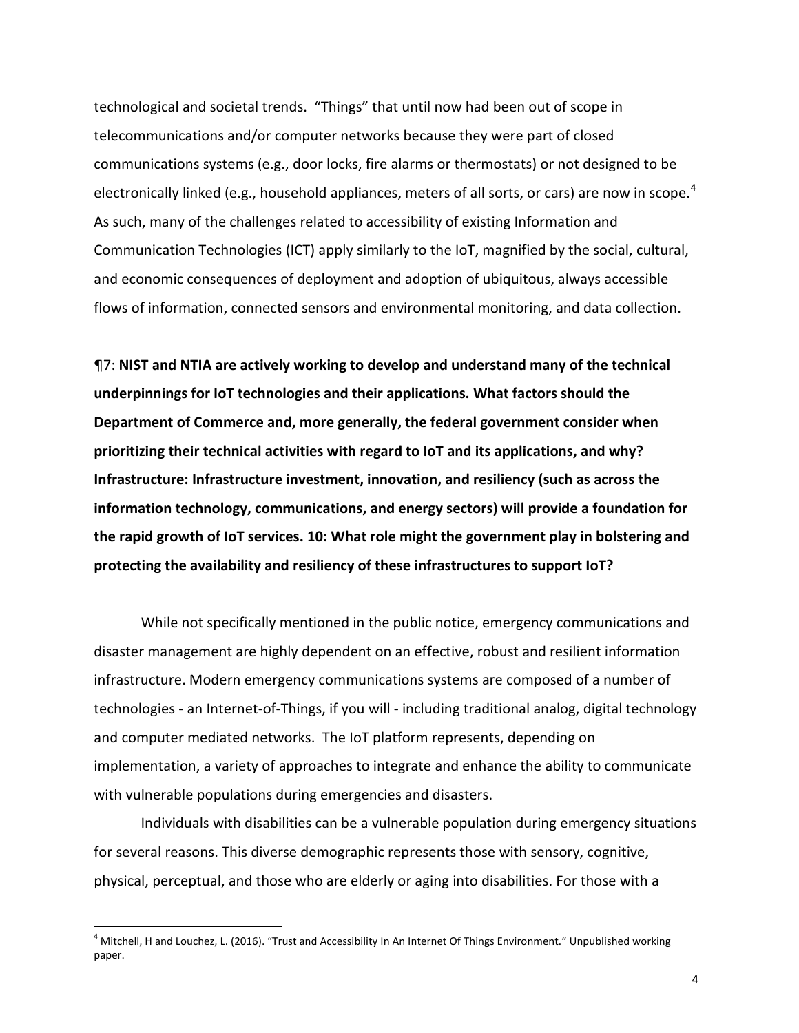technological and societal trends. "Things" that until now had been out of scope in telecommunications and/or computer networks because they were part of closed communications systems (e.g., door locks, fire alarms or thermostats) or not designed to be electronically linked (e.g., household appliances, meters of all sorts, or cars) are now in scope.[4] As such, many of the challenges related to accessibility of existing Information and Communication Technologies (ICT) apply similarly to the IoT, magnified by the social, cultural, and economic consequences of deployment and adoption of ubiquitous, always accessible flows of information, connected sensors and environmental monitoring, and data collection.

¶7: **NIST and NTIA are actively working to develop and understand many of the technical underpinnings for IoT technologies and their applications. What factors should the Department of Commerce and, more generally, the federal government consider when prioritizing their technical activities with regard to IoT and its applications, and why? Infrastructure: Infrastructure investment, innovation, and resiliency (such as across the information technology, communications, and energy sectors) will provide a foundation for the rapid growth of IoT services. 10: What role might the government play in bolstering and protecting the availability and resiliency of these infrastructures to support IoT?**

While not specifically mentioned in the public notice, emergency communications and disaster management are highly dependent on an effective, robust and resilient information infrastructure. Modern emergency communications systems are composed of a number of technologies - an Internet-of-Things, if you will - including traditional analog, digital technology and computer mediated networks. The IoT platform represents, depending on implementation, a variety of approaches to integrate and enhance the ability to communicate with vulnerable populations during emergencies and disasters.

Individuals with disabilities can be a vulnerable population during emergency situations for several reasons. This diverse demographic represents those with sensory, cognitive, physical, perceptual, and those who are elderly or aging into disabilities. For those with a

---

[4] Mitchell, H and Louchez, L. (2016). "Trust and Accessibility In An Internet Of Things Environment." Unpublished working paper.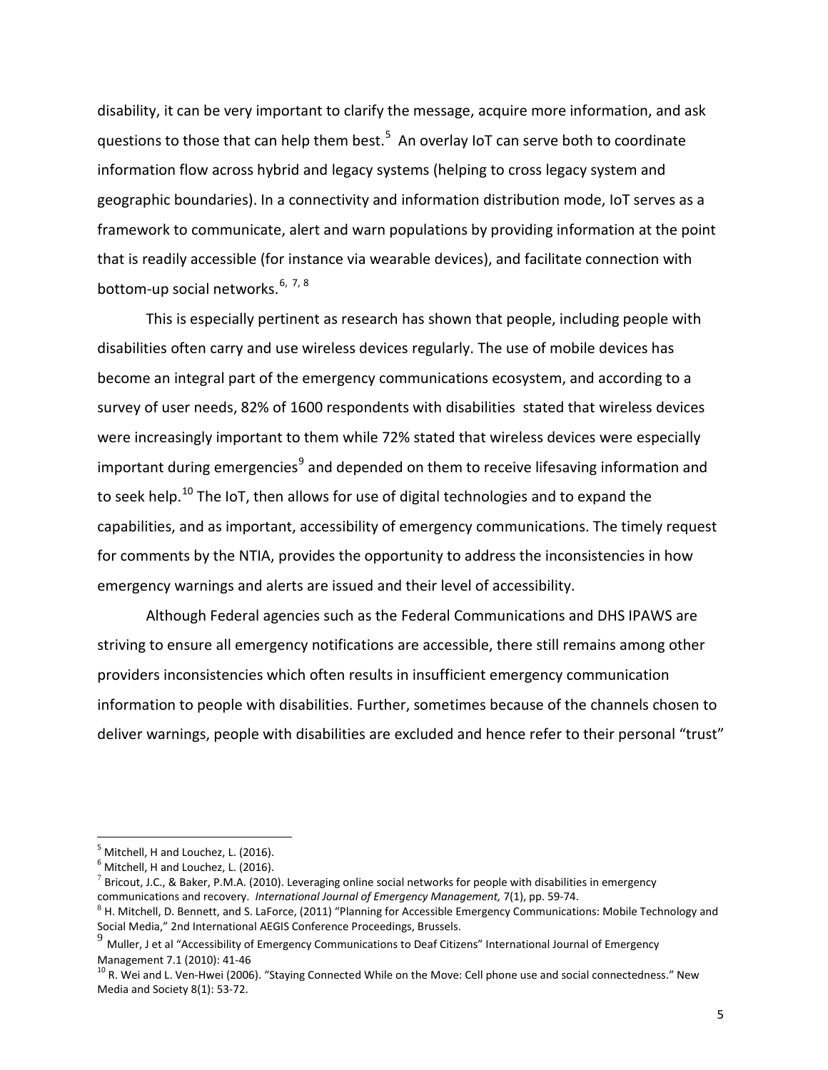disability, it can be very important to clarify the message, acquire more information, and ask questions to those that can help them best.[5] An overlay IoT can serve both to coordinate information flow across hybrid and legacy systems (helping to cross legacy system and geographic boundaries). In a connectivity and information distribution mode, IoT serves as a framework to communicate, alert and warn populations by providing information at the point that is readily accessible (for instance via wearable devices), and facilitate connection with bottom-up social networks.[6, 7, 8]

This is especially pertinent as research has shown that people, including people with disabilities often carry and use wireless devices regularly. The use of mobile devices has become an integral part of the emergency communications ecosystem, and according to a survey of user needs, 82% of 1600 respondents with disabilities stated that wireless devices were increasingly important to them while 72% stated that wireless devices were especially important during emergencies[9] and depended on them to receive lifesaving information and to seek help.[10] The IoT, then allows for use of digital technologies and to expand the capabilities, and as important, accessibility of emergency communications. The timely request for comments by the NTIA, provides the opportunity to address the inconsistencies in how emergency warnings and alerts are issued and their level of accessibility.

Although Federal agencies such as the Federal Communications and DHS IPAWS are striving to ensure all emergency notifications are accessible, there still remains among other providers inconsistencies which often results in insufficient emergency communication information to people with disabilities. Further, sometimes because of the channels chosen to deliver warnings, people with disabilities are excluded and hence refer to their personal "trust"

---

[5] Mitchell, H and Louchez, L. (2016).

[6] Mitchell, H and Louchez, L. (2016).

[7] Bricout, J.C., & Baker, P.M.A. (2010). Leveraging online social networks for people with disabilities in emergency communications and recovery. *International Journal of Emergency Management,* 7(1), pp. 59-74.

[8] H. Mitchell, D. Bennett, and S. LaForce, (2011) "Planning for Accessible Emergency Communications: Mobile Technology and Social Media," 2nd International AEGIS Conference Proceedings, Brussels.

[9] Muller, J et al "Accessibility of Emergency Communications to Deaf Citizens" International Journal of Emergency Management 7.1 (2010): 41-46

[10] R. Wei and L. Ven-Hwei (2006). "Staying Connected While on the Move: Cell phone use and social connectedness." New Media and Society 8(1): 53-72.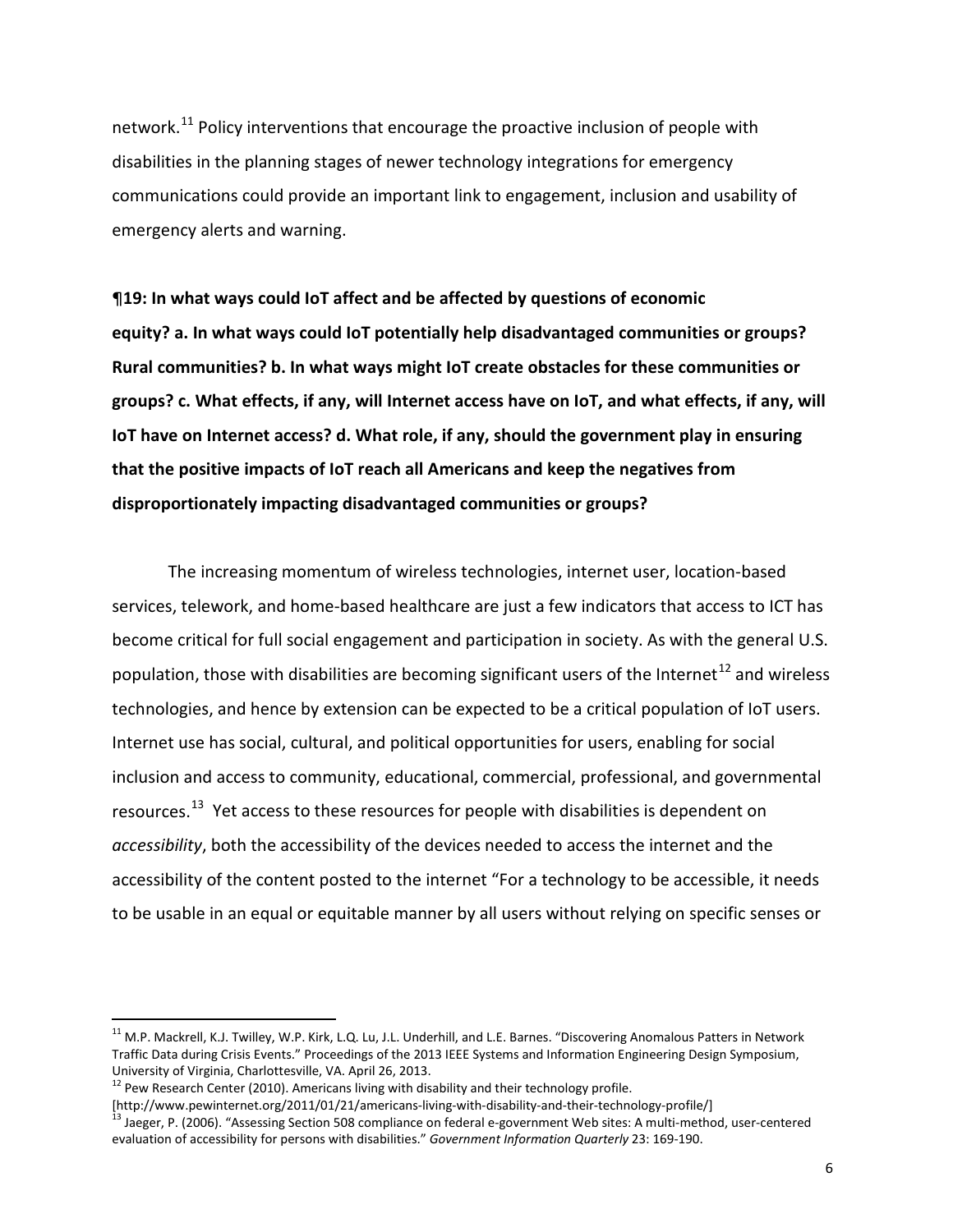network.[11] Policy interventions that encourage the proactive inclusion of people with disabilities in the planning stages of newer technology integrations for emergency communications could provide an important link to engagement, inclusion and usability of emergency alerts and warning.

**¶19: In what ways could IoT affect and be affected by questions of economic equity? a. In what ways could IoT potentially help disadvantaged communities or groups? Rural communities? b. In what ways might IoT create obstacles for these communities or groups? c. What effects, if any, will Internet access have on IoT, and what effects, if any, will IoT have on Internet access? d. What role, if any, should the government play in ensuring that the positive impacts of IoT reach all Americans and keep the negatives from disproportionately impacting disadvantaged communities or groups?**

The increasing momentum of wireless technologies, internet user, location-based services, telework, and home-based healthcare are just a few indicators that access to ICT has become critical for full social engagement and participation in society. As with the general U.S. population, those with disabilities are becoming significant users of the Internet[12] and wireless technologies, and hence by extension can be expected to be a critical population of IoT users. Internet use has social, cultural, and political opportunities for users, enabling for social inclusion and access to community, educational, commercial, professional, and governmental resources.[13] Yet access to these resources for people with disabilities is dependent on *accessibility*, both the accessibility of the devices needed to access the internet and the accessibility of the content posted to the internet "For a technology to be accessible, it needs to be usable in an equal or equitable manner by all users without relying on specific senses or

---

[11] M.P. Mackrell, K.J. Twilley, W.P. Kirk, L.Q. Lu, J.L. Underhill, and L.E. Barnes. "Discovering Anomalous Patters in Network Traffic Data during Crisis Events." Proceedings of the 2013 IEEE Systems and Information Engineering Design Symposium, University of Virginia, Charlottesville, VA. April 26, 2013.

[12] Pew Research Center (2010). Americans living with disability and their technology profile. [http://www.pewinternet.org/2011/01/21/americans-living-with-disability-and-their-technology-profile/]

[13] Jaeger, P. (2006). "Assessing Section 508 compliance on federal e-government Web sites: A multi-method, user-centered evaluation of accessibility for persons with disabilities." *Government Information Quarterly* 23: 169-190.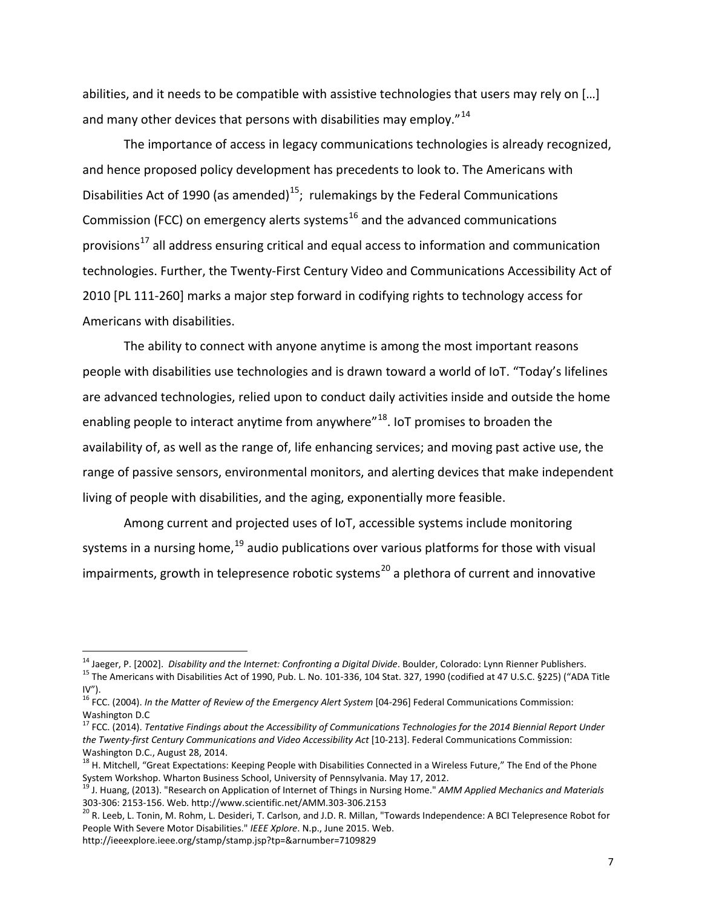abilities, and it needs to be compatible with assistive technologies that users may rely on […] and many other devices that persons with disabilities may employ."[14]

The importance of access in legacy communications technologies is already recognized, and hence proposed policy development has precedents to look to. The Americans with Disabilities Act of 1990 (as amended)[15]; rulemakings by the Federal Communications Commission (FCC) on emergency alerts systems[16] and the advanced communications provisions[17] all address ensuring critical and equal access to information and communication technologies. Further, the Twenty-First Century Video and Communications Accessibility Act of 2010 [PL 111-260] marks a major step forward in codifying rights to technology access for Americans with disabilities.

The ability to connect with anyone anytime is among the most important reasons people with disabilities use technologies and is drawn toward a world of IoT. "Today's lifelines are advanced technologies, relied upon to conduct daily activities inside and outside the home enabling people to interact anytime from anywhere"[18]. IoT promises to broaden the availability of, as well as the range of, life enhancing services; and moving past active use, the range of passive sensors, environmental monitors, and alerting devices that make independent living of people with disabilities, and the aging, exponentially more feasible.

Among current and projected uses of IoT, accessible systems include monitoring systems in a nursing home,[19] audio publications over various platforms for those with visual impairments, growth in telepresence robotic systems[20] a plethora of current and innovative

---

[14] Jaeger, P. [2002]. *Disability and the Internet: Confronting a Digital Divide*. Boulder, Colorado: Lynn Rienner Publishers.

[15] The Americans with Disabilities Act of 1990, Pub. L. No. 101-336, 104 Stat. 327, 1990 (codified at 47 U.S.C. §225) ("ADA Title IV").

[16] FCC. (2004). *In the Matter of Review of the Emergency Alert System* [04-296] Federal Communications Commission: Washington D.C

[17] FCC. (2014). *Tentative Findings about the Accessibility of Communications Technologies for the 2014 Biennial Report Under the Twenty-first Century Communications and Video Accessibility Act* [10-213]. Federal Communications Commission: Washington D.C., August 28, 2014.

[18] H. Mitchell, "Great Expectations: Keeping People with Disabilities Connected in a Wireless Future," The End of the Phone System Workshop. Wharton Business School, University of Pennsylvania. May 17, 2012.

[19] J. Huang, (2013). "Research on Application of Internet of Things in Nursing Home." *AMM Applied Mechanics and Materials* 303-306: 2153-156. Web. http://www.scientific.net/AMM.303-306.2153

[20] R. Leeb, L. Tonin, M. Rohm, L. Desideri, T. Carlson, and J.D. R. Millan, "Towards Independence: A BCI Telepresence Robot for People With Severe Motor Disabilities." *IEEE Xplore*. N.p., June 2015. Web. http://ieeexplore.ieee.org/stamp/stamp.jsp?tp=&arnumber=7109829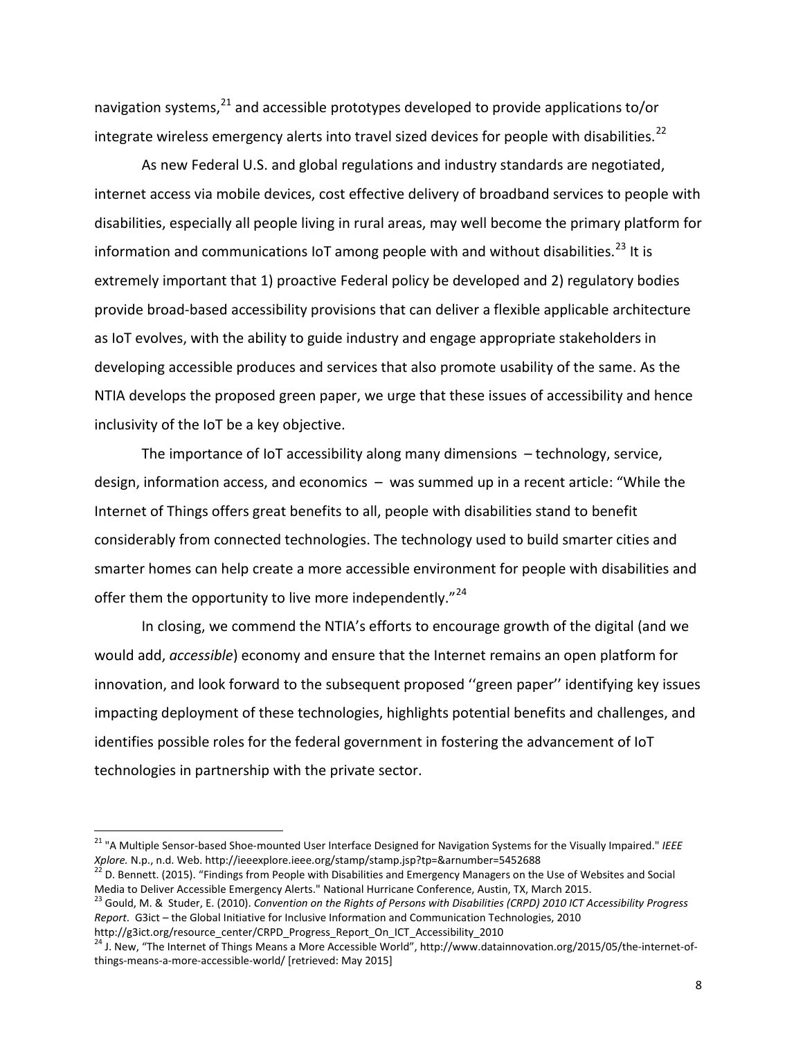navigation systems,[21] and accessible prototypes developed to provide applications to/or integrate wireless emergency alerts into travel sized devices for people with disabilities.[22]

As new Federal U.S. and global regulations and industry standards are negotiated, internet access via mobile devices, cost effective delivery of broadband services to people with disabilities, especially all people living in rural areas, may well become the primary platform for information and communications IoT among people with and without disabilities.[23] It is extremely important that 1) proactive Federal policy be developed and 2) regulatory bodies provide broad-based accessibility provisions that can deliver a flexible applicable architecture as IoT evolves, with the ability to guide industry and engage appropriate stakeholders in developing accessible produces and services that also promote usability of the same. As the NTIA develops the proposed green paper, we urge that these issues of accessibility and hence inclusivity of the IoT be a key objective.

The importance of IoT accessibility along many dimensions – technology, service, design, information access, and economics – was summed up in a recent article: "While the Internet of Things offers great benefits to all, people with disabilities stand to benefit considerably from connected technologies. The technology used to build smarter cities and smarter homes can help create a more accessible environment for people with disabilities and offer them the opportunity to live more independently."[24]

In closing, we commend the NTIA's efforts to encourage growth of the digital (and we would add, *accessible*) economy and ensure that the Internet remains an open platform for innovation, and look forward to the subsequent proposed ''green paper'' identifying key issues impacting deployment of these technologies, highlights potential benefits and challenges, and identifies possible roles for the federal government in fostering the advancement of IoT technologies in partnership with the private sector.

---

[21] "A Multiple Sensor-based Shoe-mounted User Interface Designed for Navigation Systems for the Visually Impaired." *IEEE Xplore.* N.p., n.d. Web. http://ieeexplore.ieee.org/stamp/stamp.jsp?tp=&arnumber=5452688

[22] D. Bennett. (2015). "Findings from People with Disabilities and Emergency Managers on the Use of Websites and Social Media to Deliver Accessible Emergency Alerts." National Hurricane Conference, Austin, TX, March 2015.

[23] Gould, M. & Studer, E. (2010). *Convention on the Rights of Persons with Disabilities (CRPD) 2010 ICT Accessibility Progress Report*. G3ict – the Global Initiative for Inclusive Information and Communication Technologies, 2010 http://g3ict.org/resource_center/CRPD_Progress_Report_On_ICT_Accessibility_2010

[24] J. New, "The Internet of Things Means a More Accessible World", http://www.datainnovation.org/2015/05/the-internet-of-things-means-a-more-accessible-world/ [retrieved: May 2015]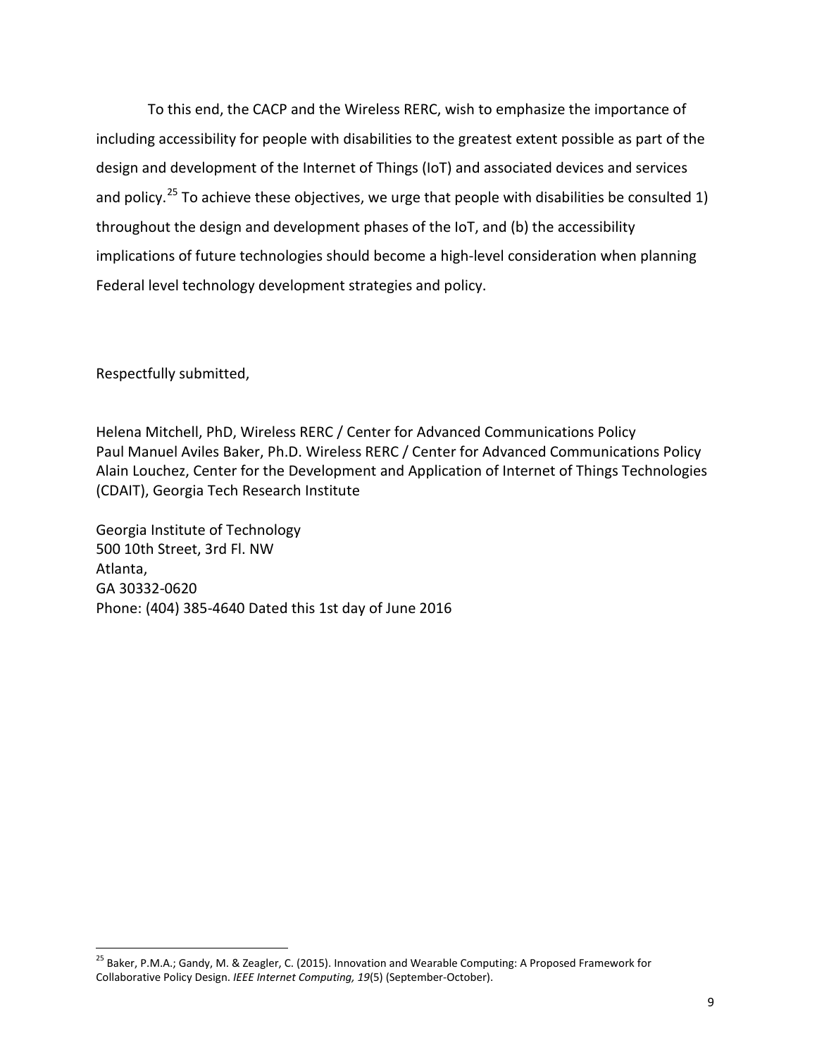To this end, the CACP and the Wireless RERC, wish to emphasize the importance of including accessibility for people with disabilities to the greatest extent possible as part of the design and development of the Internet of Things (IoT) and associated devices and services and policy.[25] To achieve these objectives, we urge that people with disabilities be consulted 1) throughout the design and development phases of the IoT, and (b) the accessibility implications of future technologies should become a high-level consideration when planning Federal level technology development strategies and policy.

Respectfully submitted,

Helena Mitchell, PhD, Wireless RERC / Center for Advanced Communications Policy
Paul Manuel Aviles Baker, Ph.D. Wireless RERC / Center for Advanced Communications Policy
Alain Louchez, Center for the Development and Application of Internet of Things Technologies (CDAIT), Georgia Tech Research Institute

Georgia Institute of Technology
500 10th Street, 3rd Fl. NW
Atlanta,
GA 30332-0620
Phone: (404) 385-4640 Dated this 1st day of June 2016

---

[25] Baker, P.M.A.; Gandy, M. & Zeagler, C. (2015). Innovation and Wearable Computing: A Proposed Framework for Collaborative Policy Design. *IEEE Internet Computing, 19*(5) (September-October).